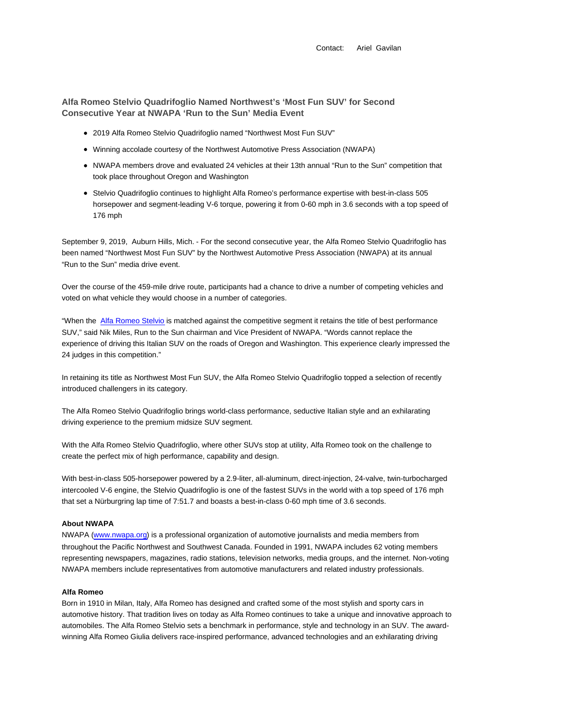Contact: Ariel Gavilan

## Alfa Romeo Stelvio Quadrifoglio Named Northwest's 'Most Fun SUV' for Second Consecutive Year at NWAPA 'Run to the Sun' Media Event

- 2019 Alfa Romeo Stelvio Quadrifoglio named "Northwest Most Fun SUV"
- Winning accolade courtesy of the Northwest Automotive Press Association (NWAPA)
- NWAPA members drove and evaluated 24 vehicles at their 13th annual "Run to the Sun" competition that took place throughout Oregon and Washington
- Stelvio Quadrifoglio continues to highlight Alfa Romeo's performance expertise with best-in-class 505 horsepower and segment-leading V-6 torque, powering it from 0-60 mph in 3.6 seconds with a top speed of 176 mph

September 9, 2019, Auburn Hills, Mich. - For the second consecutive year, the Alfa Romeo Stelvio Quadrifoglio has been named "Northwest Most Fun SUV" by the Northwest Automotive Press Association (NWAPA) at its annual "Run to the Sun" media drive event.

Over the course of the 459-mile drive route, participants had a chance to drive a number of competing vehicles and voted on what vehicle they would choose in a number of categories.

"When the Alfa Romeo Stelvio is matched against the competitive segment it retains the title of best performance SUV," said Nik Miles, Run to the Sun chairman and Vice President of NWAPA. "Words cannot replace the experience of driving this Italian SUV on the roads of Oregon and Washington. This experience clearly impressed the 24 judges in this competition."

In retaining its title as Northwest Most Fun SUV, the Alfa Romeo Stelvio Quadrifoglio topped a selection of recently introduced challengers in its category.

The Alfa Romeo Stelvio Quadrifoglio brings world-class performance, seductive Italian style and an exhilarating driving experience to the premium midsize SUV segment.

With the Alfa Romeo Stelvio Quadrifoglio, where other SUVs stop at utility, Alfa Romeo took on the challenge to create the perfect mix of high performance, capability and design.

With best-in-class 505-horsepower powered by a 2.9-liter, all-aluminum, direct-injection, 24-valve, twin-turbocharged intercooled V-6 engine, the Stelvio Quadrifoglio is one of the fastest SUVs in the world with a top speed of 176 mph that set a Nürburgring lap time of 7:51.7 and boasts a best-in-class 0-60 mph time of 3.6 seconds.

**About NWAPA**

NWAPA (www.nwapa.org) is a professional organization of automotive journalists and media members from throughout the Pacific Northwest and Southwest Canada. Founded in 1991, NWAPA includes 62 voting members representing newspapers, magazines, radio stations, television networks, media groups, and the internet. Non-voting NWAPA members include representatives from automotive manufacturers and related industry professionals.

**Alfa Romeo**

Born in 1910 in Milan, Italy, Alfa Romeo has designed and crafted some of the most stylish and sporty cars in automotive history. That tradition lives on today as Alfa Romeo continues to take a unique and innovative approach to automobiles. The Alfa Romeo Stelvio sets a benchmark in performance, style and technology in an SUV. The award-winning Alfa Romeo Giulia delivers race-inspired performance, advanced technologies and an exhilarating driving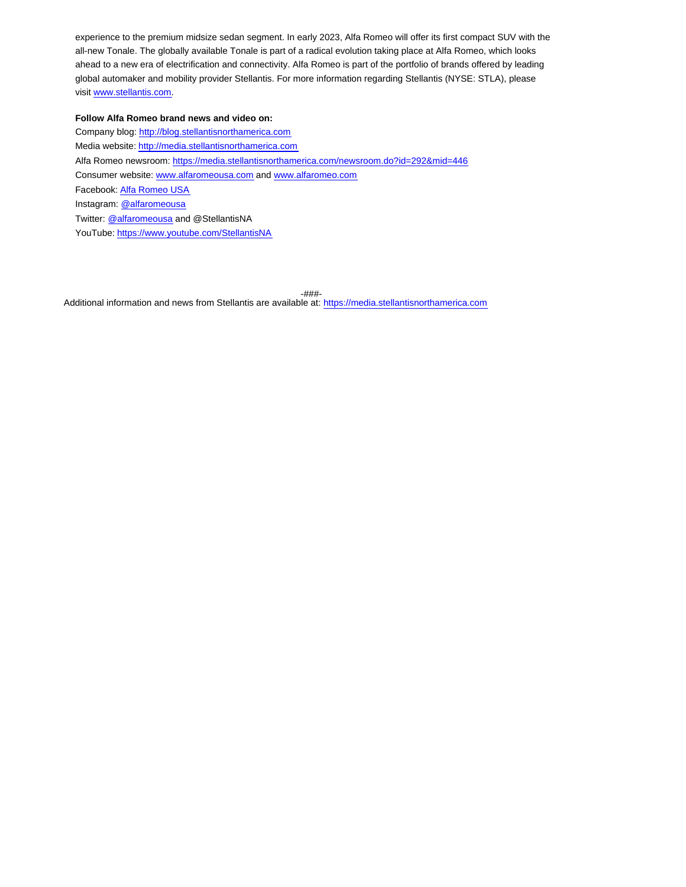experience to the premium midsize sedan segment. In early 2023, Alfa Romeo will offer its first compact SUV with the all-new Tonale. The globally available Tonale is part of a radical evolution taking place at Alfa Romeo, which looks ahead to a new era of electrification and connectivity. Alfa Romeo is part of the portfolio of brands offered by leading global automaker and mobility provider Stellantis. For more information regarding Stellantis (NYSE: STLA), please visit www.stellantis.com.

**Follow Alfa Romeo brand news and video on:**

Company blog: http://blog.stellantisnorthamerica.com
Media website: http://media.stellantisnorthamerica.com
Alfa Romeo newsroom: https://media.stellantisnorthamerica.com/newsroom.do?id=292&mid=446
Consumer website: www.alfaromeousa.com and www.alfaromeo.com
Facebook: Alfa Romeo USA
Instagram: @alfaromeousa
Twitter: @alfaromeousa and @StellantisNA
YouTube: https://www.youtube.com/StellantisNA

-###-

Additional information and news from Stellantis are available at: https://media.stellantisnorthamerica.com